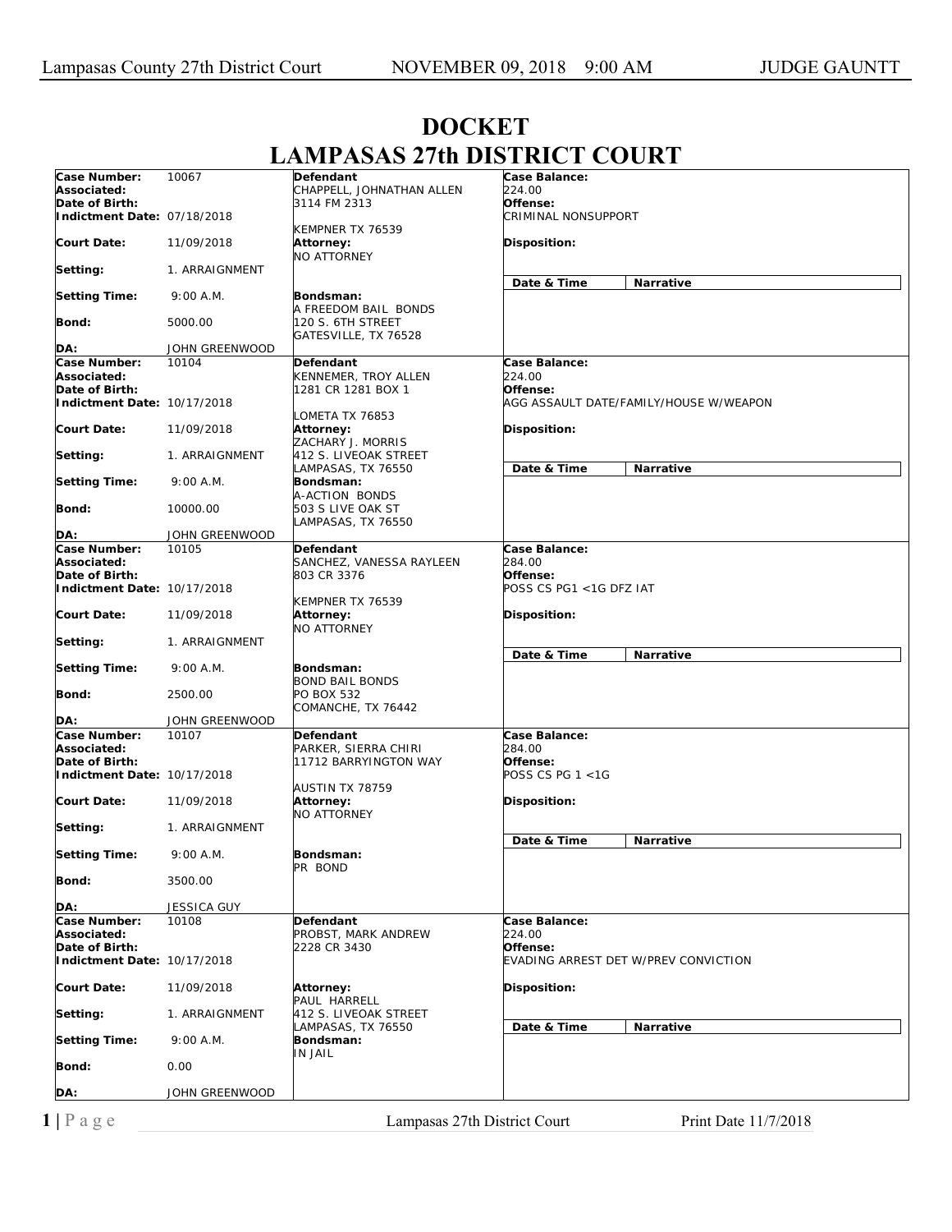# DOCKET
# LAMPASAS 27th DISTRICT COURT

| | | | |
|---|---|---|---|
| **Case Number:** 10067<br>**Associated:**<br>**Date of Birth:**<br>**Indictment Date:** 07/18/2018<br>**Court Date:** 11/09/2018<br>**Setting:** 1. ARRAIGNMENT<br>**Setting Time:** 9:00 A.M.<br>**Bond:** 5000.00<br>**DA:** JOHN GREENWOOD | **Defendant**<br>CHAPPELL, JOHNATHAN ALLEN<br>3114 FM 2313<br><br>KEMPNER TX 76539<br>**Attorney:**<br>NO ATTORNEY<br><br>**Bondsman:**<br>A FREEDOM BAIL BONDS<br>120 S. 6TH STREET<br>GATESVILLE, TX 76528 | **Case Balance:**<br>224.00<br>**Offense:**<br>CRIMINAL NONSUPPORT<br>**Disposition:**<br><br>**Date & Time** | **Narrative** |
| **Case Number:** 10104<br>**Associated:**<br>**Date of Birth:**<br>**Indictment Date:** 10/17/2018<br>**Court Date:** 11/09/2018<br>**Setting:** 1. ARRAIGNMENT<br>**Setting Time:** 9:00 A.M.<br>**Bond:** 10000.00<br>**DA:** JOHN GREENWOOD | **Defendant**<br>KENNEMER, TROY ALLEN<br>1281 CR 1281 BOX 1<br><br>LOMETA TX 76853<br>**Attorney:**<br>ZACHARY J. MORRIS<br>412 S. LIVEOAK STREET<br>LAMPASAS, TX 76550<br>**Bondsman:**<br>A-ACTION BONDS<br>503 S LIVE OAK ST<br>LAMPASAS, TX 76550 | **Case Balance:**<br>224.00<br>**Offense:**<br>AGG ASSAULT DATE/FAMILY/HOUSE W/WEAPON<br>**Disposition:**<br><br>**Date & Time** | **Narrative** |
| **Case Number:** 10105<br>**Associated:**<br>**Date of Birth:**<br>**Indictment Date:** 10/17/2018<br>**Court Date:** 11/09/2018<br>**Setting:** 1. ARRAIGNMENT<br>**Setting Time:** 9:00 A.M.<br>**Bond:** 2500.00<br>**DA:** JOHN GREENWOOD | **Defendant**<br>SANCHEZ, VANESSA RAYLEEN<br>803 CR 3376<br><br>KEMPNER TX 76539<br>**Attorney:**<br>NO ATTORNEY<br><br>**Bondsman:**<br>BOND BAIL BONDS<br>PO BOX 532<br>COMANCHE, TX 76442 | **Case Balance:**<br>284.00<br>**Offense:**<br>POSS CS PG1 <1G DFZ IAT<br>**Disposition:**<br><br>**Date & Time** | **Narrative** |
| **Case Number:** 10107<br>**Associated:**<br>**Date of Birth:**<br>**Indictment Date:** 10/17/2018<br>**Court Date:** 11/09/2018<br>**Setting:** 1. ARRAIGNMENT<br>**Setting Time:** 9:00 A.M.<br>**Bond:** 3500.00<br>**DA:** JESSICA GUY | **Defendant**<br>PARKER, SIERRA CHIRI<br>11712 BARRYINGTON WAY<br><br>AUSTIN TX 78759<br>**Attorney:**<br>NO ATTORNEY<br><br>**Bondsman:**<br>PR BOND | **Case Balance:**<br>284.00<br>**Offense:**<br>POSS CS PG 1 <1G<br>**Disposition:**<br><br>**Date & Time** | **Narrative** |
| **Case Number:** 10108<br>**Associated:**<br>**Date of Birth:**<br>**Indictment Date:** 10/17/2018<br>**Court Date:** 11/09/2018<br>**Setting:** 1. ARRAIGNMENT<br>**Setting Time:** 9:00 A.M.<br>**Bond:** 0.00<br>**DA:** JOHN GREENWOOD | **Defendant**<br>PROBST, MARK ANDREW<br>2228 CR 3430<br><br>**Attorney:**<br>PAUL HARRELL<br>412 S. LIVEOAK STREET<br>LAMPASAS, TX 76550<br>**Bondsman:**<br>IN JAIL | **Case Balance:**<br>224.00<br>**Offense:**<br>EVADING ARREST DET W/PREV CONVICTION<br>**Disposition:**<br><br>**Date & Time** | **Narrative** |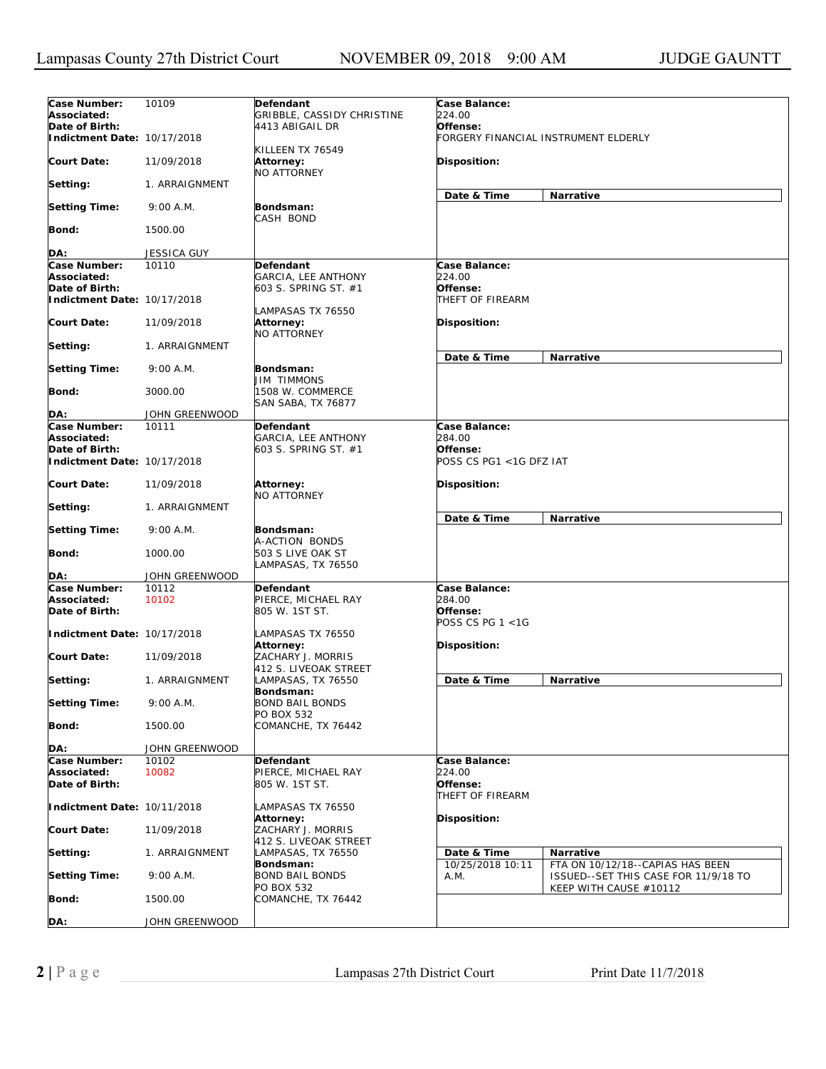| Case Number: | 10109 | Defendant | Case Balance: | |
|---|---|---|---|---|
| Associated: | | GRIBBLE, CASSIDY CHRISTINE | 224.00 | |
| Date of Birth: | | 4413 ABIGAIL DR | Offense: | |
| Indictment Date: | 10/17/2018 | KILLEEN TX 76549 | FORGERY FINANCIAL INSTRUMENT ELDERLY | |
| Court Date: | 11/09/2018 | Attorney: NO ATTORNEY | Disposition: | |
| Setting: | 1. ARRAIGNMENT | | Date & Time | Narrative |
| Setting Time: | 9:00 A.M. | Bondsman: CASH BOND | | |
| Bond: | 1500.00 | | | |
| DA: | JESSICA GUY | | | |

| Case Number: | 10110 | Defendant | Case Balance: | |
|---|---|---|---|---|
| Associated: | | GARCIA, LEE ANTHONY | 224.00 | |
| Date of Birth: | | 603 S. SPRING ST. #1 | Offense: | |
| Indictment Date: | 10/17/2018 | LAMPASAS TX 76550 | THEFT OF FIREARM | |
| Court Date: | 11/09/2018 | Attorney: NO ATTORNEY | Disposition: | |
| Setting: | 1. ARRAIGNMENT | | Date & Time | Narrative |
| Setting Time: | 9:00 A.M. | Bondsman: JIM TIMMONS | | |
| Bond: | 3000.00 | 1508 W. COMMERCE SAN SABA, TX 76877 | | |
| DA: | JOHN GREENWOOD | | | |

| Case Number: | 10111 | Defendant | Case Balance: | |
|---|---|---|---|---|
| Associated: | | GARCIA, LEE ANTHONY | 284.00 | |
| Date of Birth: | | 603 S. SPRING ST. #1 | Offense: | |
| Indictment Date: | 10/17/2018 | | POSS CS PG1 <1G DFZ IAT | |
| Court Date: | 11/09/2018 | Attorney: NO ATTORNEY | Disposition: | |
| Setting: | 1. ARRAIGNMENT | | Date & Time | Narrative |
| Setting Time: | 9:00 A.M. | Bondsman: A-ACTION BONDS | | |
| Bond: | 1000.00 | 503 S LIVE OAK ST LAMPASAS, TX 76550 | | |
| DA: | JOHN GREENWOOD | | | |

| Case Number: | 10112 | Defendant | Case Balance: | |
|---|---|---|---|---|
| Associated: | 10102 | PIERCE, MICHAEL RAY | 284.00 | |
| Date of Birth: | | 805 W. 1ST ST. | Offense: POSS CS PG 1 <1G | |
| Indictment Date: | 10/17/2018 | LAMPASAS TX 76550 | | |
| Court Date: | 11/09/2018 | Attorney: ZACHARY J. MORRIS 412 S. LIVEOAK STREET | Disposition: | |
| Setting: | 1. ARRAIGNMENT | LAMPASAS, TX 76550 | Date & Time | Narrative |
| Setting Time: | 9:00 A.M. | Bondsman: BOND BAIL BONDS PO BOX 532 | | |
| Bond: | 1500.00 | COMANCHE, TX 76442 | | |
| DA: | JOHN GREENWOOD | | | |

| Case Number: | 10102 | Defendant | Case Balance: | |
|---|---|---|---|---|
| Associated: | 10082 | PIERCE, MICHAEL RAY | 224.00 | |
| Date of Birth: | | 805 W. 1ST ST. | Offense: THEFT OF FIREARM | |
| Indictment Date: | 10/11/2018 | LAMPASAS TX 76550 | | |
| Court Date: | 11/09/2018 | Attorney: ZACHARY J. MORRIS 412 S. LIVEOAK STREET | Disposition: | |
| Setting: | 1. ARRAIGNMENT | LAMPASAS, TX 76550 | Date & Time | Narrative |
| Setting Time: | 9:00 A.M. | Bondsman: BOND BAIL BONDS PO BOX 532 | 10/25/2018 10:11 A.M. | FTA ON 10/12/18--CAPIAS HAS BEEN ISSUED--SET THIS CASE FOR 11/9/18 TO KEEP WITH CAUSE #10112 |
| Bond: | 1500.00 | COMANCHE, TX 76442 | | |
| DA: | JOHN GREENWOOD | | | |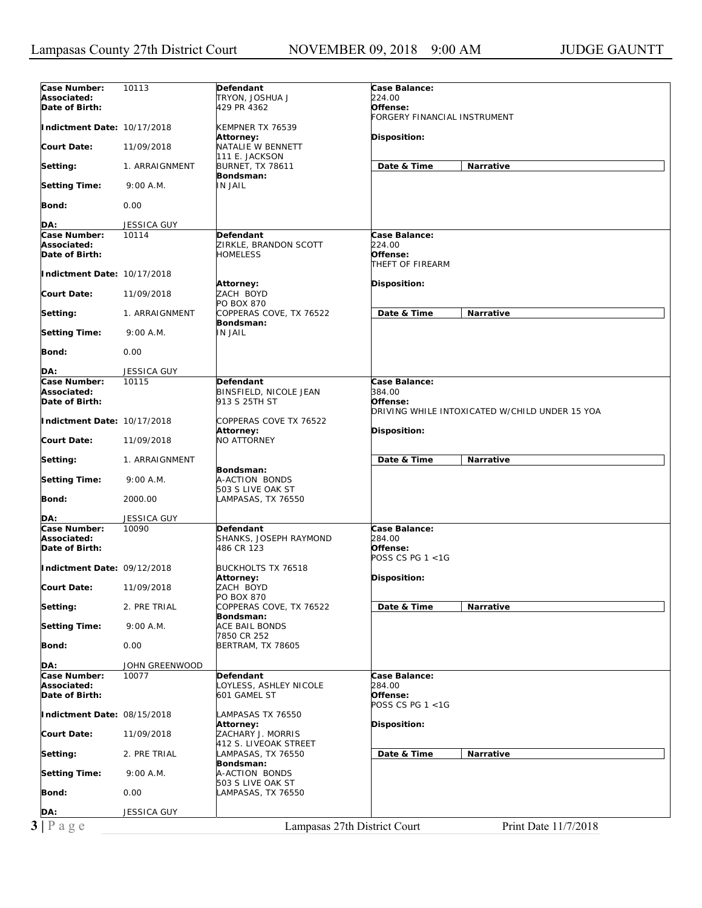| Case Number: | 10113 | Defendant | Case Balance: |
|---|---|---|---|
| Associated: | | TRYON, JOSHUA J | 224.00 |
| Date of Birth: | | 429 PR 4362 | Offense: FORGERY FINANCIAL INSTRUMENT |
| Indictment Date: | 10/17/2018 | KEMPNER TX 76539 | |
| Court Date: | 11/09/2018 | Attorney: NATALIE W BENNETT 111 E. JACKSON BURNET, TX 78611 | Disposition: |
| Setting: | 1. ARRAIGNMENT | | Date & Time / Narrative |
| Setting Time: | 9:00 A.M. | Bondsman: IN JAIL | |
| Bond: | 0.00 | | |
| DA: | JESSICA GUY | | |

| Case Number: | 10114 | Defendant | Case Balance: |
|---|---|---|---|
| Associated: | | ZIRKLE, BRANDON SCOTT | 224.00 |
| Date of Birth: | | HOMELESS | Offense: THEFT OF FIREARM |
| Indictment Date: | 10/17/2018 | | |
| Court Date: | 11/09/2018 | Attorney: ZACH BOYD PO BOX 870 COPPERAS COVE, TX 76522 | Disposition: |
| Setting: | 1. ARRAIGNMENT | | Date & Time / Narrative |
| Setting Time: | 9:00 A.M. | Bondsman: IN JAIL | |
| Bond: | 0.00 | | |
| DA: | JESSICA GUY | | |

| Case Number: | 10115 | Defendant | Case Balance: |
|---|---|---|---|
| Associated: | | BINSFIELD, NICOLE JEAN | 384.00 |
| Date of Birth: | | 913 S 25TH ST | Offense: DRIVING WHILE INTOXICATED W/CHILD UNDER 15 YOA |
| Indictment Date: | 10/17/2018 | COPPERAS COVE TX 76522 | |
| Court Date: | 11/09/2018 | Attorney: NO ATTORNEY | Disposition: |
| Setting: | 1. ARRAIGNMENT | | Date & Time / Narrative |
| Setting Time: | 9:00 A.M. | Bondsman: A-ACTION BONDS 503 S LIVE OAK ST LAMPASAS, TX 76550 | |
| Bond: | 2000.00 | | |
| DA: | JESSICA GUY | | |

| Case Number: | 10090 | Defendant | Case Balance: |
|---|---|---|---|
| Associated: | | SHANKS, JOSEPH RAYMOND | 284.00 |
| Date of Birth: | | 486 CR 123 | Offense: POSS CS PG 1 <1G |
| Indictment Date: | 09/12/2018 | BUCKHOLTS TX 76518 | |
| Court Date: | 11/09/2018 | Attorney: ZACH BOYD PO BOX 870 COPPERAS COVE, TX 76522 | Disposition: |
| Setting: | 2. PRE TRIAL | | Date & Time / Narrative |
| Setting Time: | 9:00 A.M. | Bondsman: ACE BAIL BONDS 7850 CR 252 BERTRAM, TX 78605 | |
| Bond: | 0.00 | | |
| DA: | JOHN GREENWOOD | | |

| Case Number: | 10077 | Defendant | Case Balance: |
|---|---|---|---|
| Associated: | | LOYLESS, ASHLEY NICOLE | 284.00 |
| Date of Birth: | | 601 GAMEL ST | Offense: POSS CS PG 1 <1G |
| Indictment Date: | 08/15/2018 | LAMPASAS TX 76550 | |
| Court Date: | 11/09/2018 | Attorney: ZACHARY J. MORRIS 412 S. LIVEOAK STREET LAMPASAS, TX 76550 | Disposition: |
| Setting: | 2. PRE TRIAL | | Date & Time / Narrative |
| Setting Time: | 9:00 A.M. | Bondsman: A-ACTION BONDS 503 S LIVE OAK ST LAMPASAS, TX 76550 | |
| Bond: | 0.00 | | |
| DA: | JESSICA GUY | | |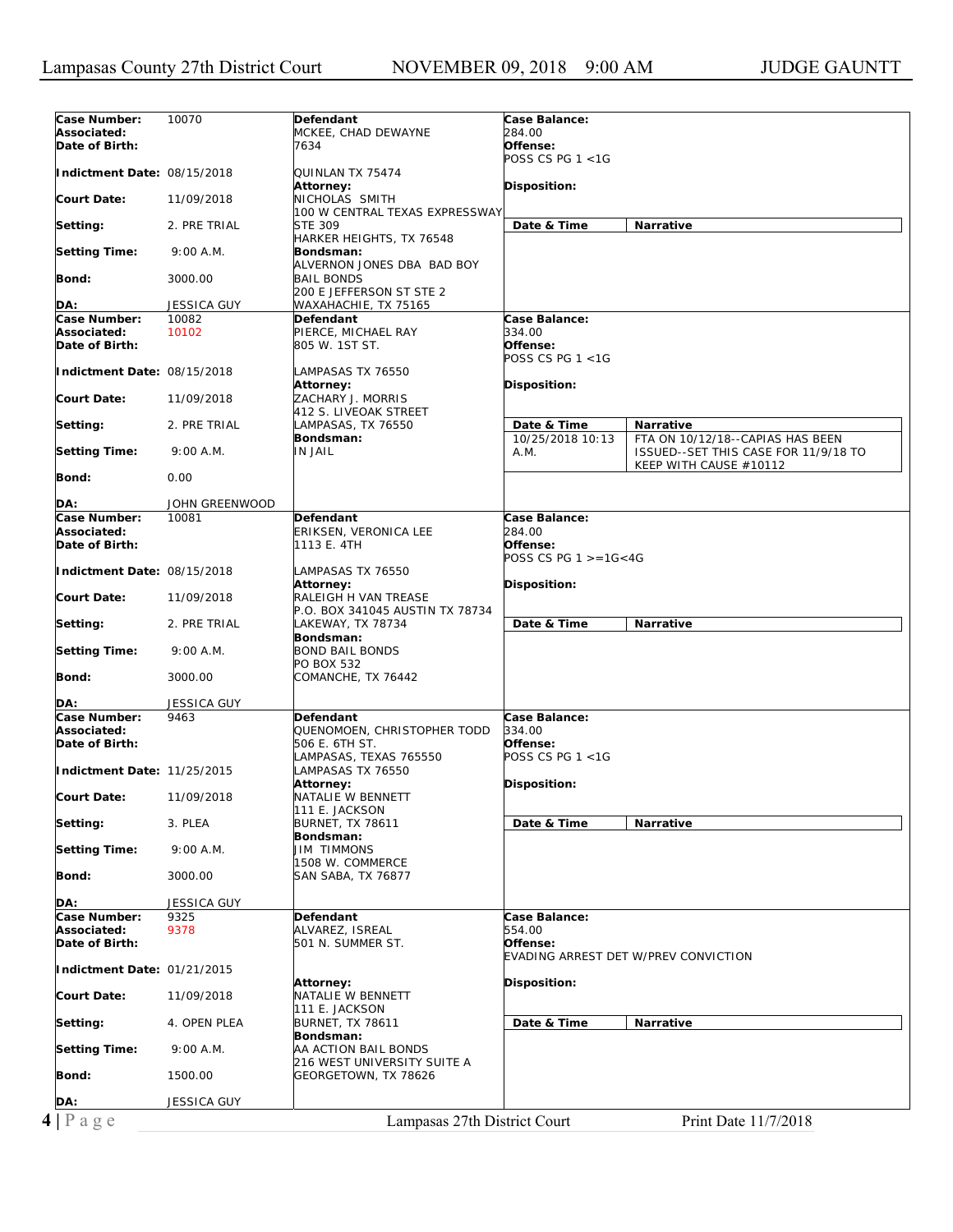| Case Number: | 10070 | Defendant | Case Balance: | |
|---|---|---|---|---|
| Associated: | | MCKEE, CHAD DEWAYNE | 284.00 | |
| Date of Birth: | | 7634 | Offense: | |
| | | | POSS CS PG 1 <1G | |
| Indictment Date: | 08/15/2018 | QUINLAN TX 75474 | | |
| | | Attorney: | Disposition: | |
| Court Date: | 11/09/2018 | NICHOLAS SMITH | | |
| | | 100 W CENTRAL TEXAS EXPRESSWAY | | |
| Setting: | 2. PRE TRIAL | STE 309 | Date & Time | Narrative |
| | | HARKER HEIGHTS, TX 76548 | | |
| Setting Time: | 9:00 A.M. | Bondsman: | | |
| | | ALVERNON JONES DBA BAD BOY | | |
| Bond: | 3000.00 | BAIL BONDS | | |
| | | 200 E JEFFERSON ST STE 2 | | |
| DA: | JESSICA GUY | WAXAHACHIE, TX 75165 | | |

| Case Number: | 10082 | Defendant | Case Balance: | |
|---|---|---|---|---|
| Associated: | 10102 | PIERCE, MICHAEL RAY | 334.00 | |
| Date of Birth: | | 805 W. 1ST ST. | Offense: | |
| | | | POSS CS PG 1 <1G | |
| Indictment Date: | 08/15/2018 | LAMPASAS TX 76550 | | |
| | | Attorney: | Disposition: | |
| Court Date: | 11/09/2018 | ZACHARY J. MORRIS | | |
| | | 412 S. LIVEOAK STREET | | |
| Setting: | 2. PRE TRIAL | LAMPASAS, TX 76550 | Date & Time | Narrative |
| | | Bondsman: | 10/25/2018 10:13 | FTA ON 10/12/18--CAPIAS HAS BEEN |
| Setting Time: | 9:00 A.M. | IN JAIL | A.M. | ISSUED--SET THIS CASE FOR 11/9/18 TO |
| | | | | KEEP WITH CAUSE #10112 |
| Bond: | 0.00 | | | |
| DA: | JOHN GREENWOOD | | | |

| Case Number: | 10081 | Defendant | Case Balance: | |
|---|---|---|---|---|
| Associated: | | ERIKSEN, VERONICA LEE | 284.00 | |
| Date of Birth: | | 1113 E. 4TH | Offense: | |
| | | | POSS CS PG 1 >=1G<4G | |
| Indictment Date: | 08/15/2018 | LAMPASAS TX 76550 | | |
| | | Attorney: | Disposition: | |
| Court Date: | 11/09/2018 | RALEIGH H VAN TREASE | | |
| | | P.O. BOX 341045 AUSTIN TX 78734 | | |
| Setting: | 2. PRE TRIAL | LAKEWAY, TX 78734 | Date & Time | Narrative |
| | | Bondsman: | | |
| Setting Time: | 9:00 A.M. | BOND BAIL BONDS | | |
| | | PO BOX 532 | | |
| Bond: | 3000.00 | COMANCHE, TX 76442 | | |
| DA: | JESSICA GUY | | | |

| Case Number: | 9463 | Defendant | Case Balance: | |
|---|---|---|---|---|
| Associated: | | QUENOMOEN, CHRISTOPHER TODD | 334.00 | |
| Date of Birth: | | 506 E. 6TH ST. | Offense: | |
| | | LAMPASAS, TEXAS 765550 | POSS CS PG 1 <1G | |
| Indictment Date: | 11/25/2015 | LAMPASAS TX 76550 | | |
| | | Attorney: | Disposition: | |
| Court Date: | 11/09/2018 | NATALIE W BENNETT | | |
| | | 111 E. JACKSON | | |
| Setting: | 3. PLEA | BURNET, TX 78611 | Date & Time | Narrative |
| | | Bondsman: | | |
| Setting Time: | 9:00 A.M. | JIM TIMMONS | | |
| | | 1508 W. COMMERCE | | |
| Bond: | 3000.00 | SAN SABA, TX 76877 | | |
| DA: | JESSICA GUY | | | |

| Case Number: | 9325 | Defendant | Case Balance: | |
|---|---|---|---|---|
| Associated: | 9378 | ALVAREZ, ISREAL | 554.00 | |
| Date of Birth: | | 501 N. SUMMER ST. | Offense: | |
| | | | EVADING ARREST DET W/PREV CONVICTION | |
| Indictment Date: | 01/21/2015 | | | |
| | | Attorney: | Disposition: | |
| Court Date: | 11/09/2018 | NATALIE W BENNETT | | |
| | | 111 E. JACKSON | | |
| Setting: | 4. OPEN PLEA | BURNET, TX 78611 | Date & Time | Narrative |
| | | Bondsman: | | |
| Setting Time: | 9:00 A.M. | AA ACTION BAIL BONDS | | |
| | | 216 WEST UNIVERSITY SUITE A | | |
| Bond: | 1500.00 | GEORGETOWN, TX 78626 | | |
| DA: | JESSICA GUY | | | |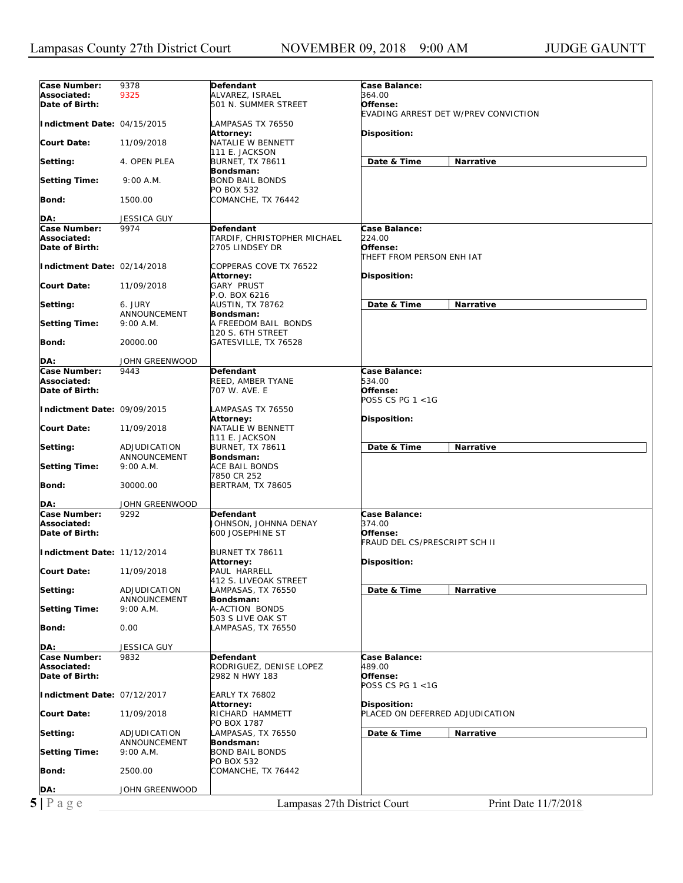| Case Number: | 9378 | Defendant | Case Balance: |
|---|---|---|---|
| Associated: | 9325 | ALVAREZ, ISRAEL | 364.00 |
| Date of Birth: | | 501 N. SUMMER STREET | Offense: EVADING ARREST DET W/PREV CONVICTION |
| Indictment Date: | 04/15/2015 | LAMPASAS TX 76550 | |
| Court Date: | 11/09/2018 | Attorney: NATALIE W BENNETT 111 E. JACKSON | Disposition: |
| Setting: | 4. OPEN PLEA | BURNET, TX 78611 | Date & Time / Narrative |
| Setting Time: | 9:00 A.M. | Bondsman: BOND BAIL BONDS PO BOX 532 | |
| Bond: | 1500.00 | COMANCHE, TX 76442 | |
| DA: | JESSICA GUY | | |

| Case Number: | 9974 | Defendant | Case Balance: |
|---|---|---|---|
| Associated: | | TARDIF, CHRISTOPHER MICHAEL | 224.00 |
| Date of Birth: | | 2705 LINDSEY DR | Offense: THEFT FROM PERSON ENH IAT |
| Indictment Date: | 02/14/2018 | COPPERAS COVE TX 76522 | |
| Court Date: | 11/09/2018 | Attorney: GARY PRUST P.O. BOX 6216 | Disposition: |
| Setting: | 6. JURY ANNOUNCEMENT | AUSTIN, TX 78762 | Date & Time / Narrative |
| Setting Time: | 9:00 A.M. | Bondsman: A FREEDOM BAIL BONDS 120 S. 6TH STREET | |
| Bond: | 20000.00 | GATESVILLE, TX 76528 | |
| DA: | JOHN GREENWOOD | | |

| Case Number: | 9443 | Defendant | Case Balance: |
|---|---|---|---|
| Associated: | | REED, AMBER TYANE | 534.00 |
| Date of Birth: | | 707 W. AVE. E | Offense: POSS CS PG 1 <1G |
| Indictment Date: | 09/09/2015 | LAMPASAS TX 76550 | |
| Court Date: | 11/09/2018 | Attorney: NATALIE W BENNETT 111 E. JACKSON | Disposition: |
| Setting: | ADJUDICATION ANNOUNCEMENT | BURNET, TX 78611 | Date & Time / Narrative |
| Setting Time: | 9:00 A.M. | Bondsman: ACE BAIL BONDS 7850 CR 252 | |
| Bond: | 30000.00 | BERTRAM, TX 78605 | |
| DA: | JOHN GREENWOOD | | |

| Case Number: | 9292 | Defendant | Case Balance: |
|---|---|---|---|
| Associated: | | JOHNSON, JOHNNA DENAY | 374.00 |
| Date of Birth: | | 600 JOSEPHINE ST | Offense: FRAUD DEL CS/PRESCRIPT SCH II |
| Indictment Date: | 11/12/2014 | BURNET TX 78611 | |
| Court Date: | 11/09/2018 | Attorney: PAUL HARRELL 412 S. LIVEOAK STREET | Disposition: |
| Setting: | ADJUDICATION ANNOUNCEMENT | LAMPASAS, TX 76550 | Date & Time / Narrative |
| Setting Time: | 9:00 A.M. | Bondsman: A-ACTION BONDS 503 S LIVE OAK ST | |
| Bond: | 0.00 | LAMPASAS, TX 76550 | |
| DA: | JESSICA GUY | | |

| Case Number: | 9832 | Defendant | Case Balance: |
|---|---|---|---|
| Associated: | | RODRIGUEZ, DENISE LOPEZ | 489.00 |
| Date of Birth: | | 2982 N HWY 183 | Offense: POSS CS PG 1 <1G |
| Indictment Date: | 07/12/2017 | EARLY TX 76802 | |
| Court Date: | 11/09/2018 | Attorney: RICHARD HAMMETT PO BOX 1787 | Disposition: PLACED ON DEFERRED ADJUDICATION |
| Setting: | ADJUDICATION ANNOUNCEMENT | LAMPASAS, TX 76550 | Date & Time / Narrative |
| Setting Time: | 9:00 A.M. | Bondsman: BOND BAIL BONDS PO BOX 532 | |
| Bond: | 2500.00 | COMANCHE, TX 76442 | |
| DA: | JOHN GREENWOOD | | |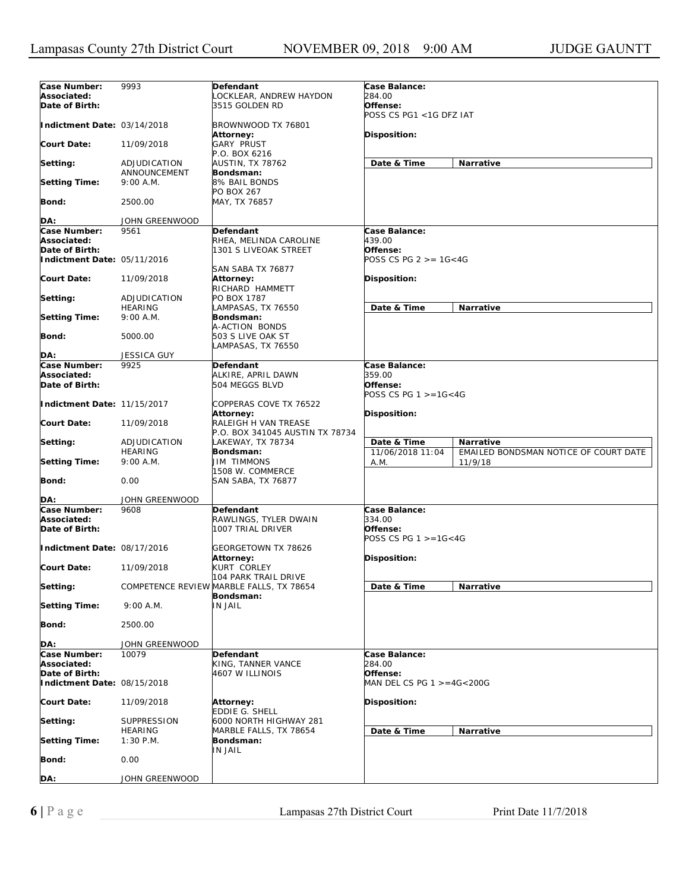| | | | |
|---|---|---|---|
| **Case Number:** 9993<br>**Associated:**<br>**Date of Birth:**<br>**Indictment Date:** 03/14/2018<br>**Court Date:** 11/09/2018<br>**Setting:** ADJUDICATION ANNOUNCEMENT<br>**Setting Time:** 9:00 A.M.<br>**Bond:** 2500.00<br>**DA:** JOHN GREENWOOD | **Defendant**<br>LOCKLEAR, ANDREW HAYDON<br>3515 GOLDEN RD<br>BROWNWOOD TX 76801<br>**Attorney:**<br>GARY PRUST<br>P.O. BOX 6216<br>AUSTIN, TX 78762<br>**Bondsman:**<br>8% BAIL BONDS<br>PO BOX 267<br>MAY, TX 76857 | **Case Balance:**<br>284.00<br>**Offense:**<br>POSS CS PG1 <1G DFZ IAT<br>**Disposition:**<br>**Date & Time** / **Narrative** | |
| **Case Number:** 9561<br>**Associated:**<br>**Date of Birth:**<br>**Indictment Date:** 05/11/2016<br>**Court Date:** 11/09/2018<br>**Setting:** ADJUDICATION HEARING<br>**Setting Time:** 9:00 A.M.<br>**Bond:** 5000.00<br>**DA:** JESSICA GUY | **Defendant**<br>RHEA, MELINDA CAROLINE<br>1301 S LIVEOAK STREET<br>SAN SABA TX 76877<br>**Attorney:**<br>RICHARD HAMMETT<br>PO BOX 1787<br>LAMPASAS, TX 76550<br>**Bondsman:**<br>A-ACTION BONDS<br>503 S LIVE OAK ST<br>LAMPASAS, TX 76550 | **Case Balance:**<br>439.00<br>**Offense:**<br>POSS CS PG 2 >= 1G<4G<br>**Disposition:**<br>**Date & Time** / **Narrative** | |
| **Case Number:** 9925<br>**Associated:**<br>**Date of Birth:**<br>**Indictment Date:** 11/15/2017<br>**Court Date:** 11/09/2018<br>**Setting:** ADJUDICATION HEARING<br>**Setting Time:** 9:00 A.M.<br>**Bond:** 0.00<br>**DA:** JOHN GREENWOOD | **Defendant**<br>ALKIRE, APRIL DAWN<br>504 MEGGS BLVD<br>COPPERAS COVE TX 76522<br>**Attorney:**<br>RALEIGH H VAN TREASE<br>P.O. BOX 341045 AUSTIN TX 78734<br>LAKEWAY, TX 78734<br>**Bondsman:**<br>JIM TIMMONS<br>1508 W. COMMERCE<br>SAN SABA, TX 76877 | **Case Balance:**<br>359.00<br>**Offense:**<br>POSS CS PG 1 >=1G<4G<br>**Disposition:**<br>**Date & Time** / **Narrative**<br>11/06/2018 11:04 A.M. / EMAILED BONDSMAN NOTICE OF COURT DATE 11/9/18 | |
| **Case Number:** 9608<br>**Associated:**<br>**Date of Birth:**<br>**Indictment Date:** 08/17/2016<br>**Court Date:** 11/09/2018<br>**Setting:** COMPETENCE REVIEW<br>**Setting Time:** 9:00 A.M.<br>**Bond:** 2500.00<br>**DA:** JOHN GREENWOOD | **Defendant**<br>RAWLINGS, TYLER DWAIN<br>1007 TRIAL DRIVER<br>GEORGETOWN TX 78626<br>**Attorney:**<br>KURT CORLEY<br>104 PARK TRAIL DRIVE<br>MARBLE FALLS, TX 78654<br>**Bondsman:**<br>IN JAIL | **Case Balance:**<br>334.00<br>**Offense:**<br>POSS CS PG 1 >=1G<4G<br>**Disposition:**<br>**Date & Time** / **Narrative** | |
| **Case Number:** 10079<br>**Associated:**<br>**Date of Birth:**<br>**Indictment Date:** 08/15/2018<br>**Court Date:** 11/09/2018<br>**Setting:** SUPPRESSION HEARING<br>**Setting Time:** 1:30 P.M.<br>**Bond:** 0.00<br>**DA:** JOHN GREENWOOD | **Defendant**<br>KING, TANNER VANCE<br>4607 W ILLINOIS<br>**Attorney:**<br>EDDIE G. SHELL<br>6000 NORTH HIGHWAY 281<br>MARBLE FALLS, TX 78654<br>**Bondsman:**<br>IN JAIL | **Case Balance:**<br>284.00<br>**Offense:**<br>MAN DEL CS PG 1 >=4G<200G<br>**Disposition:**<br>**Date & Time** / **Narrative** | |